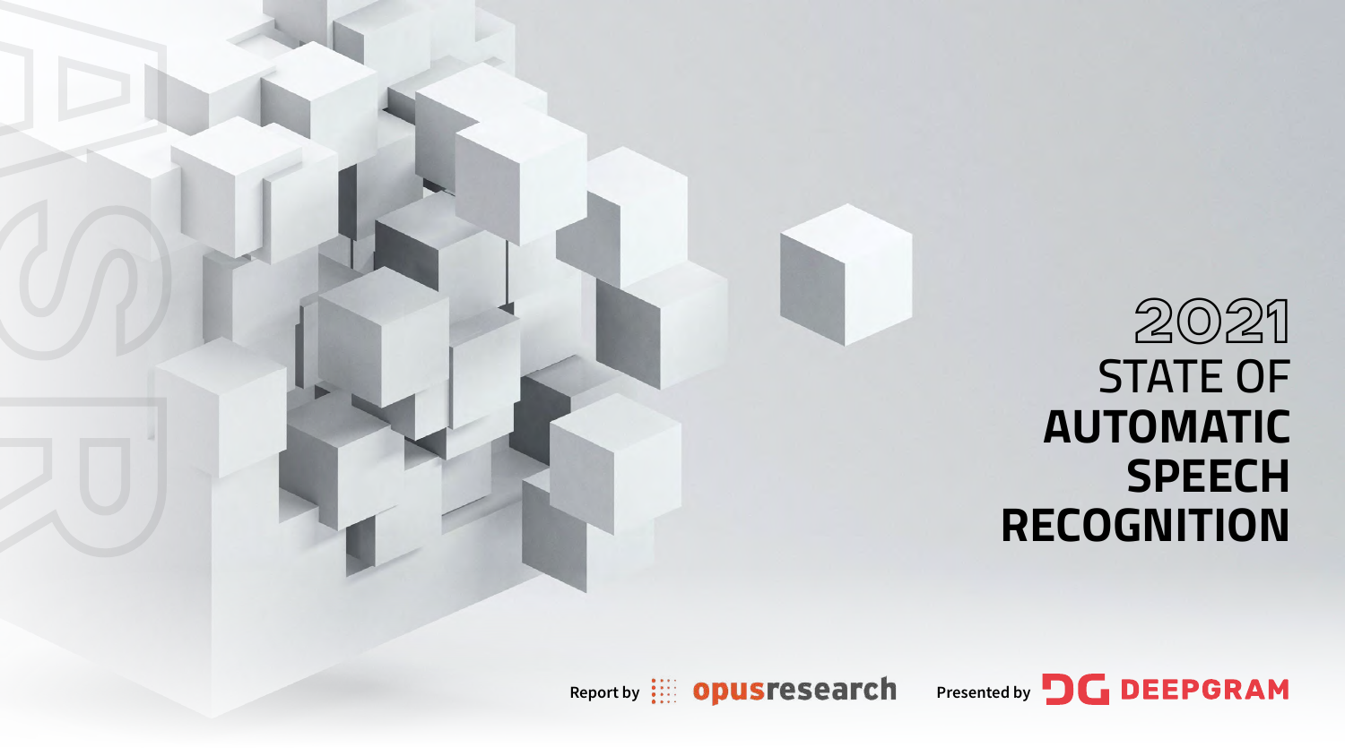# 2021 STATE OF AUTOMATIC SPEECH RECOGNITION

Report by opusresearch

Presented by DEEPGRAM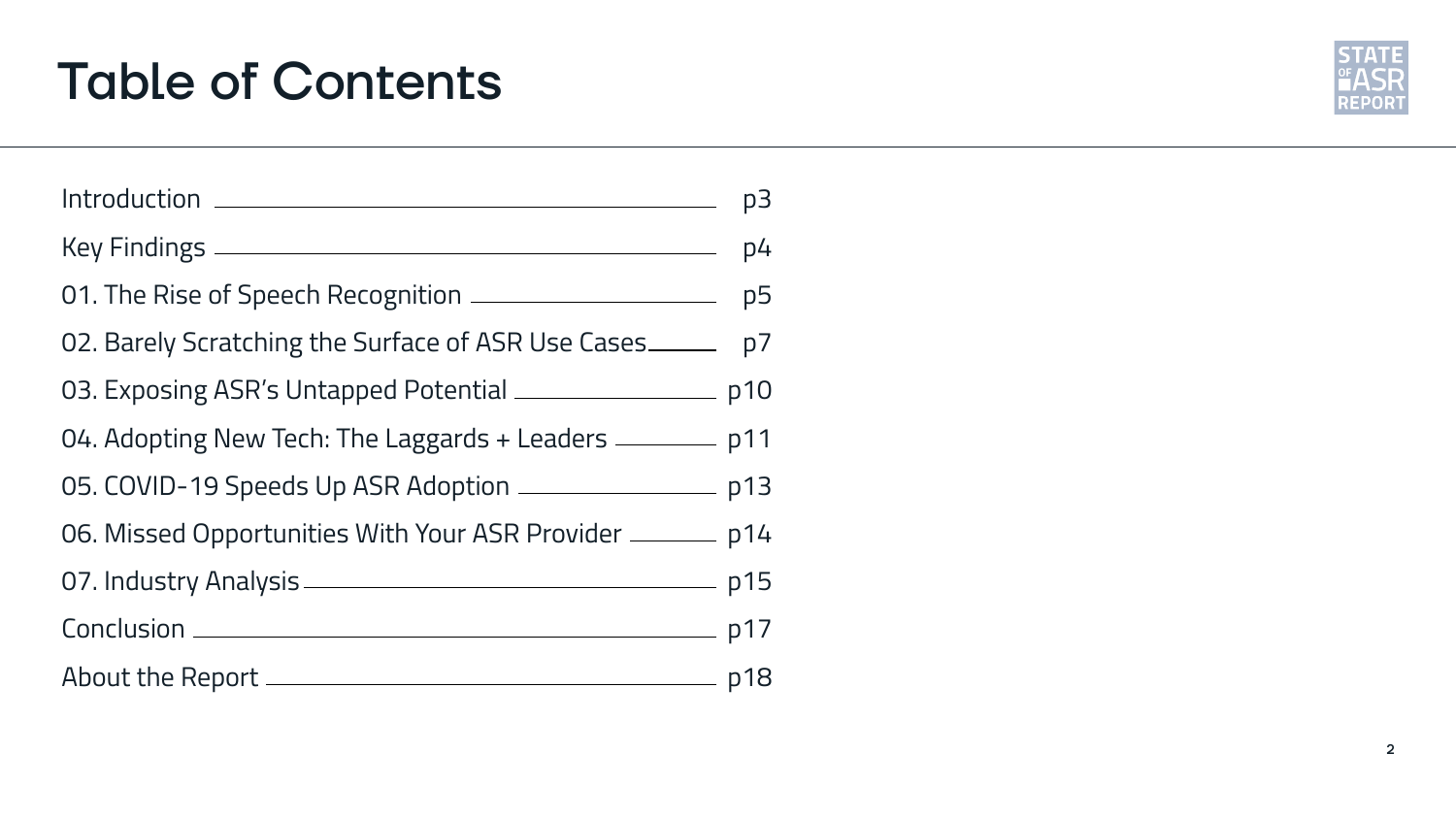# Table of Contents

| Section | Page |
| --- | --- |
| Introduction | p3 |
| Key Findings | p4 |
| 01. The Rise of Speech Recognition | p5 |
| 02. Barely Scratching the Surface of ASR Use Cases | p7 |
| 03. Exposing ASR's Untapped Potential | p10 |
| 04. Adopting New Tech: The Laggards + Leaders | p11 |
| 05. COVID-19 Speeds Up ASR Adoption | p13 |
| 06. Missed Opportunities With Your ASR Provider | p14 |
| 07. Industry Analysis | p15 |
| Conclusion | p17 |
| About the Report | p18 |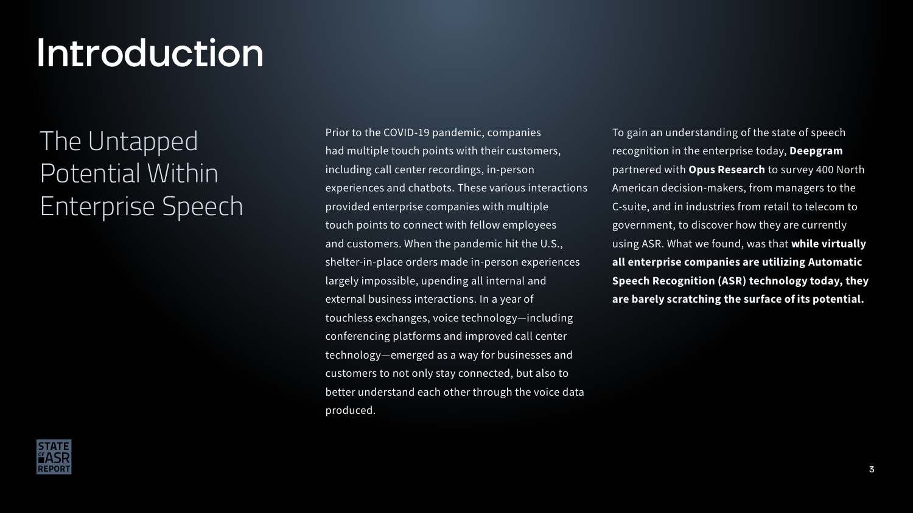# Introduction

## The Untapped Potential Within Enterprise Speech

Prior to the COVID-19 pandemic, companies had multiple touch points with their customers, including call center recordings, in-person experiences and chatbots. These various interactions provided enterprise companies with multiple touch points to connect with fellow employees and customers. When the pandemic hit the U.S., shelter-in-place orders made in-person experiences largely impossible, upending all internal and external business interactions. In a year of touchless exchanges, voice technology—including conferencing platforms and improved call center technology—emerged as a way for businesses and customers to not only stay connected, but also to better understand each other through the voice data produced.

To gain an understanding of the state of speech recognition in the enterprise today, **Deepgram** partnered with **Opus Research** to survey 400 North American decision-makers, from managers to the C-suite, and in industries from retail to telecom to government, to discover how they are currently using ASR. What we found, was that **while virtually all enterprise companies are utilizing Automatic Speech Recognition (ASR) technology today, they are barely scratching the surface of its potential.**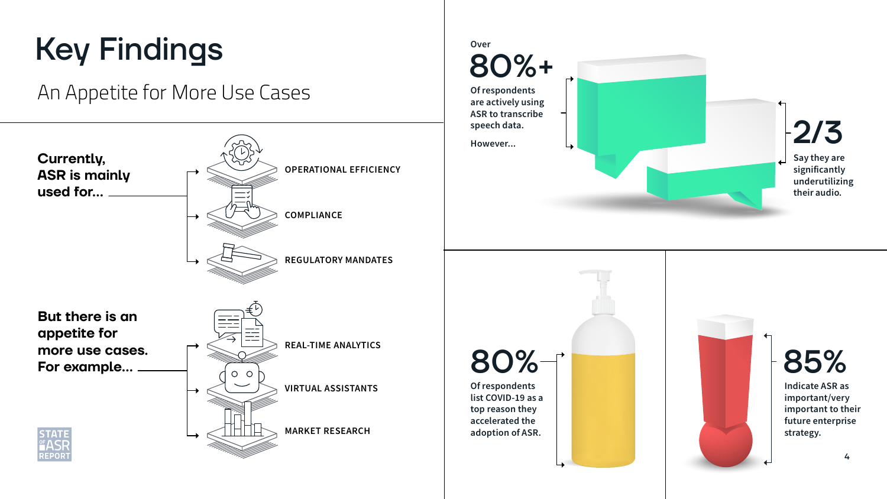# Key Findings

## An Appetite for More Use Cases

**Currently, ASR is mainly used for...**

- OPERATIONAL EFFICIENCY
- COMPLIANCE
- REGULATORY MANDATES

**But there is an appetite for more use cases. For example...**

- REAL-TIME ANALYTICS
- VIRTUAL ASSISTANTS
- MARKET RESEARCH

Over

**80%+**

Of respondents are actively using ASR to transcribe speech data.

However...

**2/3**

Say they are significantly underutilizing their audio.

**80%**

Of respondents list COVID-19 as a top reason they accelerated the adoption of ASR.

**85%**

Indicate ASR as important/very important to their future enterprise strategy.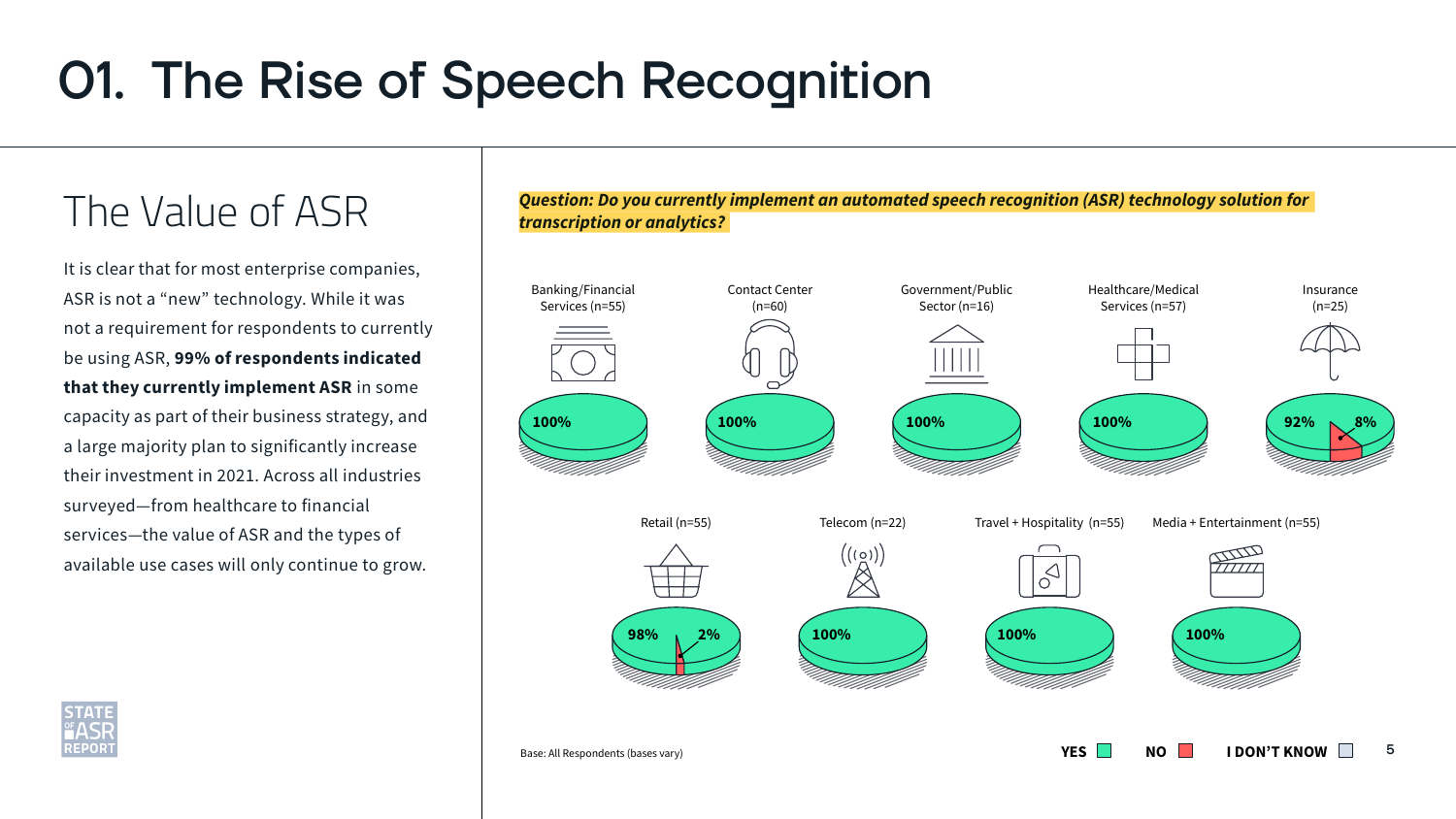# 01. The Rise of Speech Recognition

## The Value of ASR

It is clear that for most enterprise companies, ASR is not a “new” technology. While it was not a requirement for respondents to currently be using ASR, **99% of respondents indicated that they currently implement ASR** in some capacity as part of their business strategy, and a large majority plan to significantly increase their investment in 2021. Across all industries surveyed—from healthcare to financial services—the value of ASR and the types of available use cases will only continue to grow.

***Question: Do you currently implement an automated speech recognition (ASR) technology solution for transcription or analytics?***

| Industry | YES | NO |
|---|---|---|
| Banking/Financial Services (n=55) | 100% | |
| Contact Center (n=60) | 100% | |
| Government/Public Sector (n=16) | 100% | |
| Healthcare/Medical Services (n=57) | 100% | |
| Insurance (n=25) | 92% | 8% |
| Retail (n=55) | 98% | 2% |
| Telecom (n=22) | 100% | |
| Travel + Hospitality (n=55) | 100% | |
| Media + Entertainment (n=55) | 100% | |

YES / NO / I DON’T KNOW

Base: All Respondents (bases vary)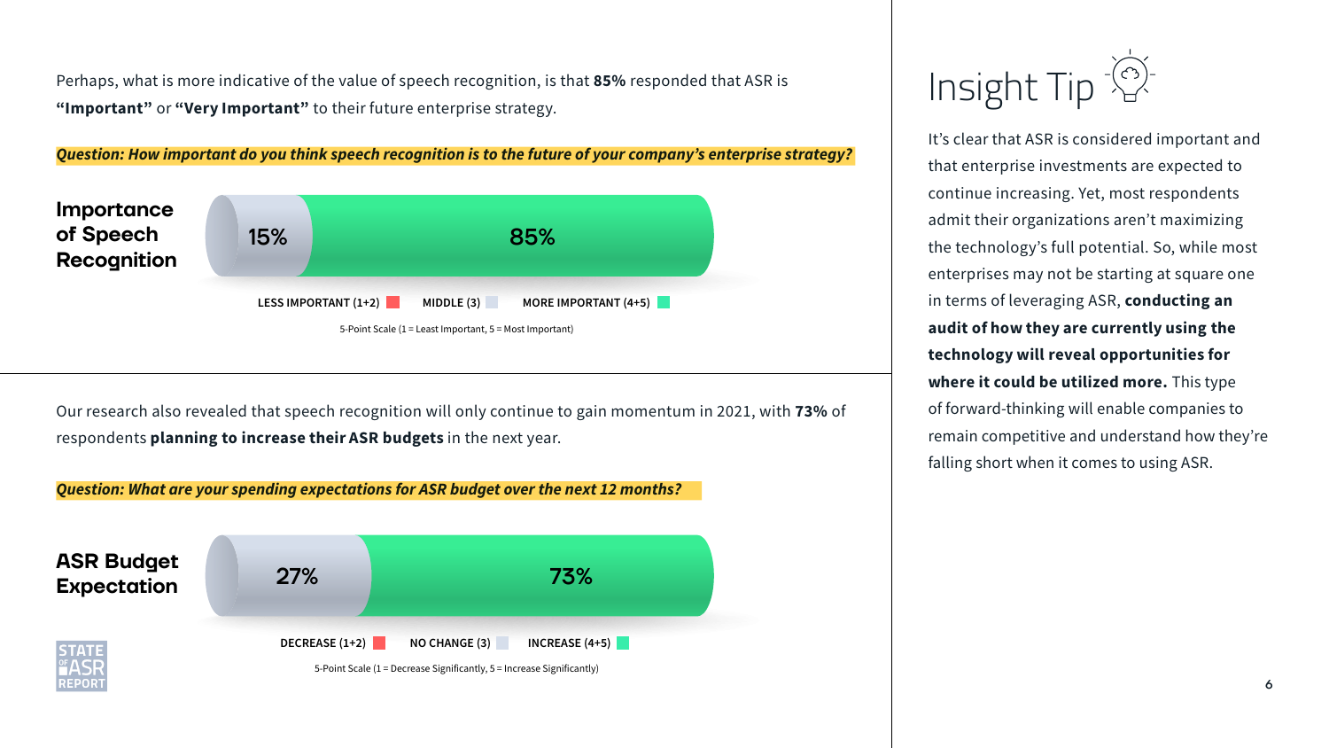Perhaps, what is more indicative of the value of speech recognition, is that **85%** responded that ASR is **"Important"** or **"Very Important"** to their future enterprise strategy.

***Question: How important do you think speech recognition is to the future of your company's enterprise strategy?***

**Importance of Speech Recognition**

15% | 85%

LESS IMPORTANT (1+2) | MIDDLE (3) | MORE IMPORTANT (4+5)

5-Point Scale (1 = Least Important, 5 = Most Important)

Our research also revealed that speech recognition will only continue to gain momentum in 2021, with **73%** of respondents **planning to increase their ASR budgets** in the next year.

***Question: What are your spending expectations for ASR budget over the next 12 months?***

**ASR Budget Expectation**

27% | 73%

DECREASE (1+2) | NO CHANGE (3) | INCREASE (4+5)

5-Point Scale (1 = Decrease Significantly, 5 = Increase Significantly)

# Insight Tip

It's clear that ASR is considered important and that enterprise investments are expected to continue increasing. Yet, most respondents admit their organizations aren't maximizing the technology's full potential. So, while most enterprises may not be starting at square one in terms of leveraging ASR, **conducting an audit of how they are currently using the technology will reveal opportunities for where it could be utilized more.** This type of forward-thinking will enable companies to remain competitive and understand how they're falling short when it comes to using ASR.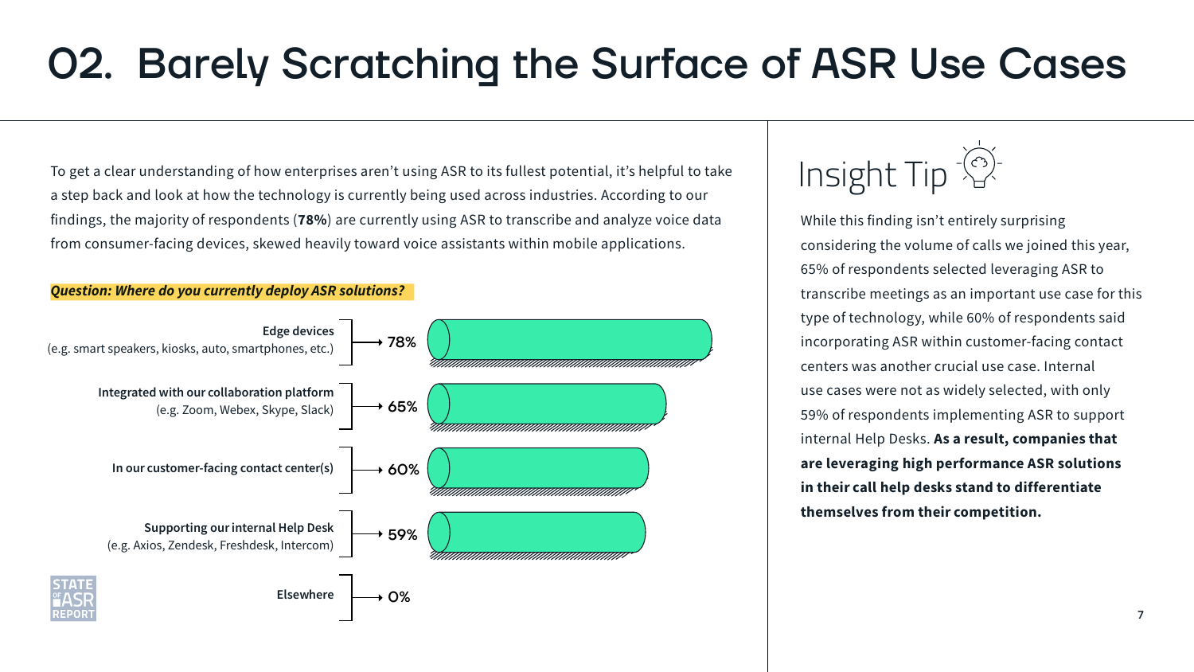# 02. Barely Scratching the Surface of ASR Use Cases

To get a clear understanding of how enterprises aren't using ASR to its fullest potential, it's helpful to take a step back and look at how the technology is currently being used across industries. According to our findings, the majority of respondents (**78%**) are currently using ASR to transcribe and analyze voice data from consumer-facing devices, skewed heavily toward voice assistants within mobile applications.

***Question: Where do you currently deploy ASR solutions?***

| Deployment | % |
|---|---|
| **Edge devices** (e.g. smart speakers, kiosks, auto, smartphones, etc.) | 78% |
| **Integrated with our collaboration platform** (e.g. Zoom, Webex, Skype, Slack) | 65% |
| **In our customer-facing contact center(s)** | 60% |
| **Supporting our internal Help Desk** (e.g. Axios, Zendesk, Freshdesk, Intercom) | 59% |
| **Elsewhere** | 0% |

## Insight Tip

While this finding isn't entirely surprising considering the volume of calls we joined this year, 65% of respondents selected leveraging ASR to transcribe meetings as an important use case for this type of technology, while 60% of respondents said incorporating ASR within customer-facing contact centers was another crucial use case. Internal use cases were not as widely selected, with only 59% of respondents implementing ASR to support internal Help Desks. **As a result, companies that are leveraging high performance ASR solutions in their call help desks stand to differentiate themselves from their competition.**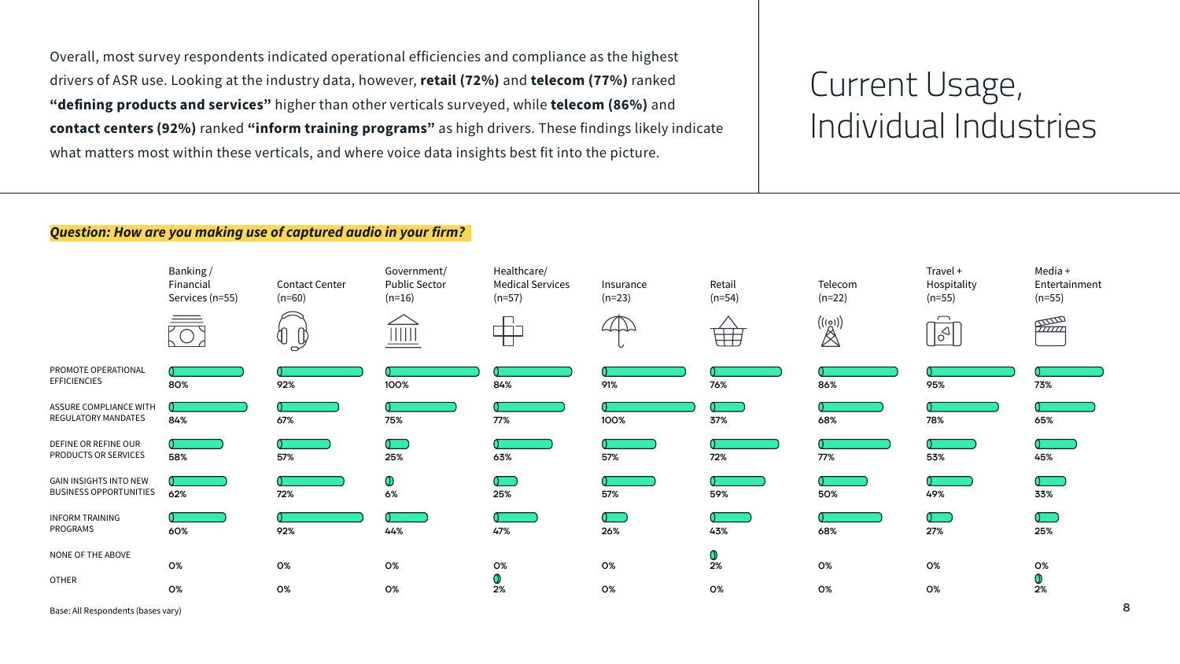# Current Usage, Individual Industries

Overall, most survey respondents indicated operational efficiencies and compliance as the highest drivers of ASR use. Looking at the industry data, however, **retail (72%)** and **telecom (77%)** ranked **"defining products and services"** higher than other verticals surveyed, while **telecom (86%)** and **contact centers (92%)** ranked **"inform training programs"** as high drivers. These findings likely indicate what matters most within these verticals, and where voice data insights best fit into the picture.

***Question: How are you making use of captured audio in your firm?***

| | Banking / Financial Services (n=55) | Contact Center (n=60) | Government/ Public Sector (n=16) | Healthcare/ Medical Services (n=57) | Insurance (n=23) | Retail (n=54) | Telecom (n=22) | Travel + Hospitality (n=55) | Media + Entertainment (n=55) |
|---|---|---|---|---|---|---|---|---|---|
| PROMOTE OPERATIONAL EFFICIENCIES | 80% | 92% | 100% | 84% | 91% | 76% | 86% | 95% | 73% |
| ASSURE COMPLIANCE WITH REGULATORY MANDATES | 84% | 67% | 75% | 77% | 100% | 37% | 68% | 78% | 65% |
| DEFINE OR REFINE OUR PRODUCTS OR SERVICES | 58% | 57% | 25% | 63% | 57% | 72% | 77% | 53% | 45% |
| GAIN INSIGHTS INTO NEW BUSINESS OPPORTUNITIES | 62% | 72% | 6% | 25% | 57% | 59% | 50% | 49% | 33% |
| INFORM TRAINING PROGRAMS | 60% | 92% | 44% | 47% | 26% | 43% | 68% | 27% | 25% |
| NONE OF THE ABOVE | 0% | 0% | 0% | 0% | 0% | 2% | 0% | 0% | 0% |
| OTHER | 0% | 0% | 0% | 2% | 0% | 0% | 0% | 0% | 2% |

Base: All Respondents (bases vary)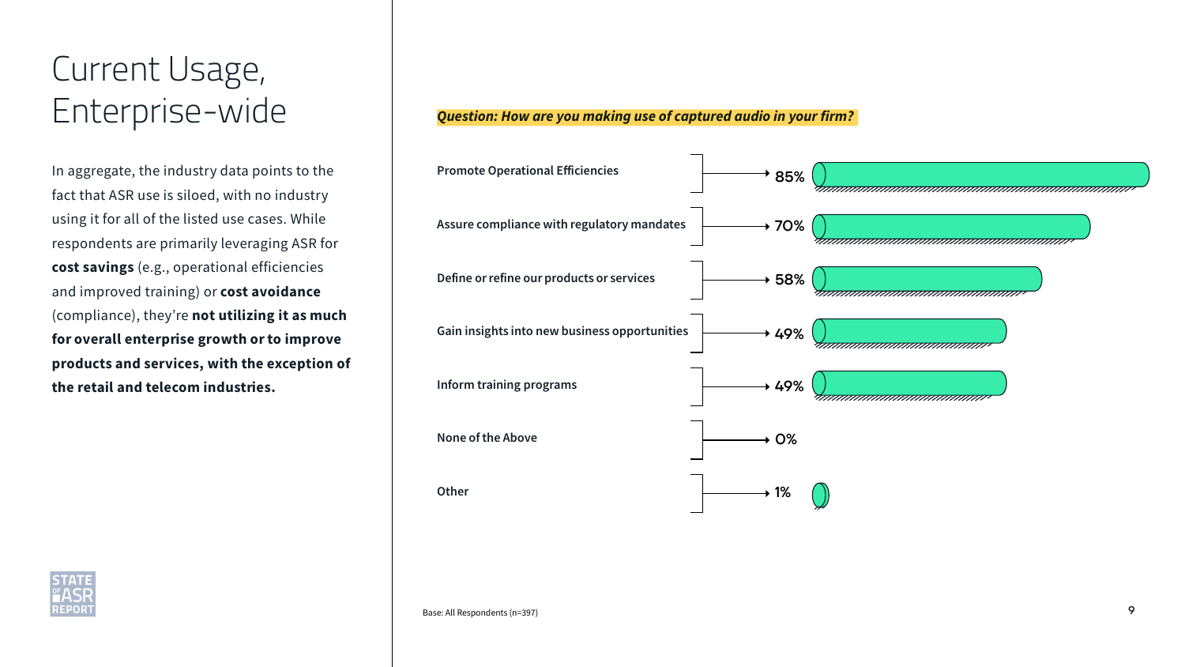# Current Usage, Enterprise-wide

In aggregate, the industry data points to the fact that ASR use is siloed, with no industry using it for all of the listed use cases. While respondents are primarily leveraging ASR for **cost savings** (e.g., operational efficiencies and improved training) or **cost avoidance** (compliance), they're **not utilizing it as much for overall enterprise growth or to improve products and services, with the exception of the retail and telecom industries.**

***Question: How are you making use of captured audio in your firm?***

| Use | Percentage |
|---|---|
| Promote Operational Efficiencies | 85% |
| Assure compliance with regulatory mandates | 70% |
| Define or refine our products or services | 58% |
| Gain insights into new business opportunities | 49% |
| Inform training programs | 49% |
| None of the Above | 0% |
| Other | 1% |

Base: All Respondents (n=397)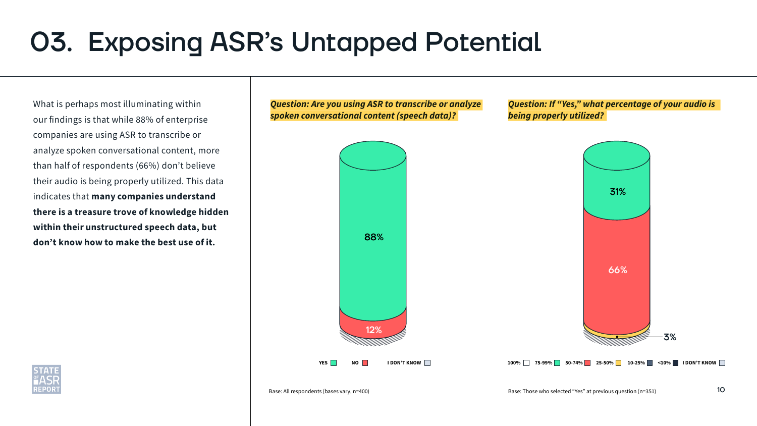# 03. Exposing ASR's Untapped Potential

What is perhaps most illuminating within our findings is that while 88% of enterprise companies are using ASR to transcribe or analyze spoken conversational content, more than half of respondents (66%) don't believe their audio is being properly utilized. This data indicates that **many companies understand there is a treasure trove of knowledge hidden within their unstructured speech data, but don't know how to make the best use of it.**

***Question: Are you using ASR to transcribe or analyze spoken conversational content (speech data)?***

| Response | % |
| --- | --- |
| YES | 88% |
| NO | 12% |
| I DON'T KNOW | |

Base: All respondents (bases vary, n=400)

***Question: If "Yes," what percentage of your audio is being properly utilized?***

| Response | % |
| --- | --- |
| 100% | |
| 75-99% | 31% |
| 50-74% | 66% |
| 25-50% | 3% |
| 10-25% | |
| <10% | |
| I DON'T KNOW | |

Base: Those who selected "Yes" at previous question (n=351)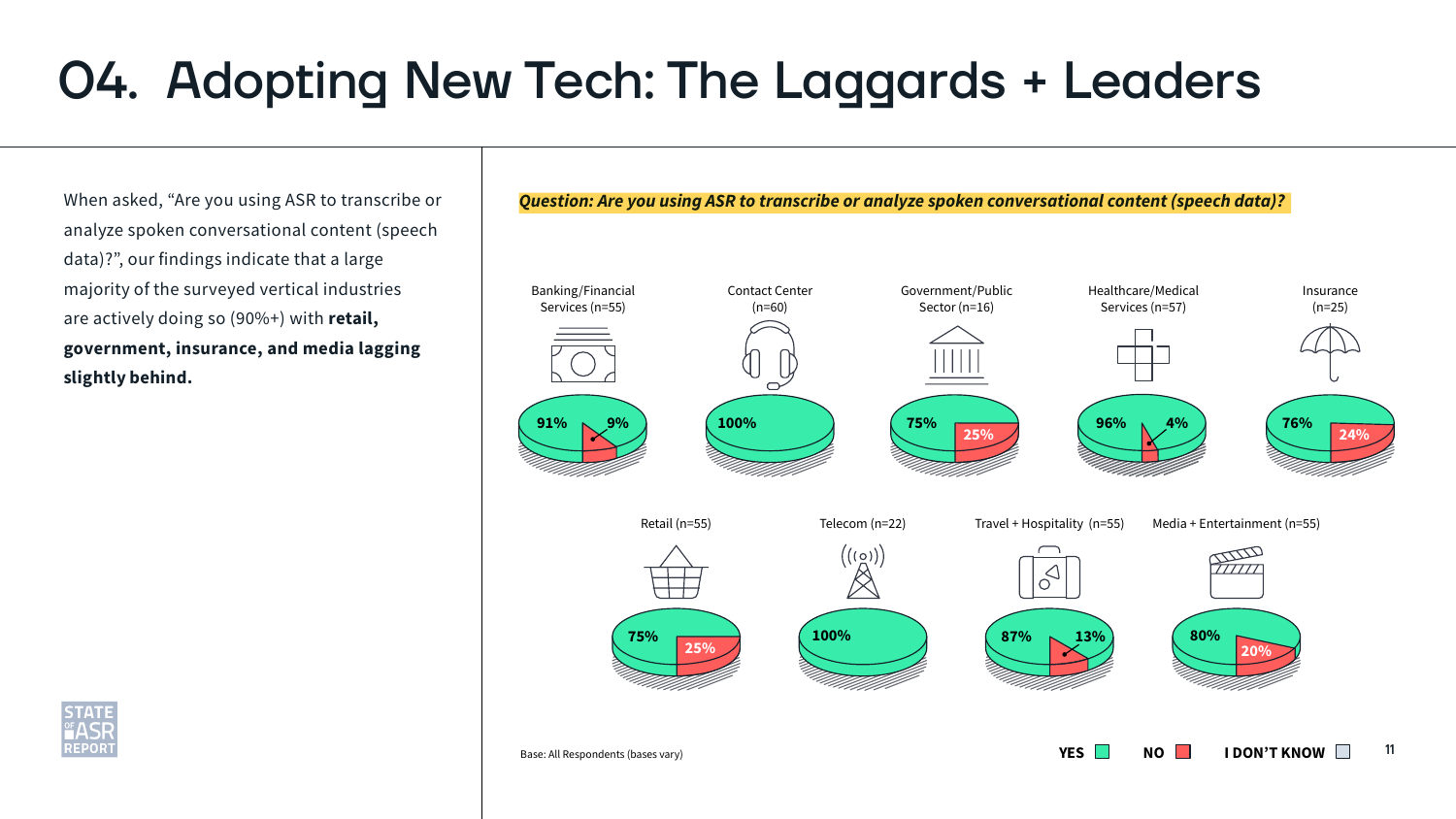# 04. Adopting New Tech: The Laggards + Leaders

When asked, "Are you using ASR to transcribe or analyze spoken conversational content (speech data)?", our findings indicate that a large majority of the surveyed vertical industries are actively doing so (90%+) with **retail, government, insurance, and media lagging slightly behind.**

***Question: Are you using ASR to transcribe or analyze spoken conversational content (speech data)?***

| Industry | YES | NO |
|---|---|---|
| Banking/Financial Services (n=55) | 91% | 9% |
| Contact Center (n=60) | 100% | |
| Government/Public Sector (n=16) | 75% | 25% |
| Healthcare/Medical Services (n=57) | 96% | 4% |
| Insurance (n=25) | 76% | 24% |
| Retail (n=55) | 75% | 25% |
| Telecom (n=22) | 100% | |
| Travel + Hospitality (n=55) | 87% | 13% |
| Media + Entertainment (n=55) | 80% | 20% |

Base: All Respondents (bases vary)

YES / NO / I DON'T KNOW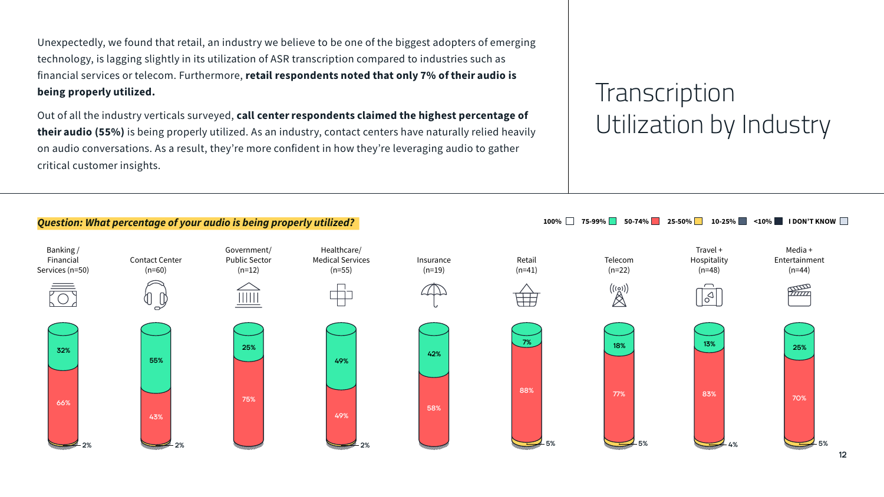# Transcription Utilization by Industry

Unexpectedly, we found that retail, an industry we believe to be one of the biggest adopters of emerging technology, is lagging slightly in its utilization of ASR transcription compared to industries such as financial services or telecom. Furthermore, **retail respondents noted that only 7% of their audio is being properly utilized.**

Out of all the industry verticals surveyed, **call center respondents claimed the highest percentage of their audio (55%)** is being properly utilized. As an industry, contact centers have naturally relied heavily on audio conversations. As a result, they're more confident in how they're leveraging audio to gather critical customer insights.

***Question: What percentage of your audio is being properly utilized?***

| Industry | 75-99% | 50-74% | 25-50% |
|---|---|---|---|
| Banking / Financial Services (n=50) | 32% | 66% | 2% |
| Contact Center (n=60) | 55% | 43% | 2% |
| Government/ Public Sector (n=12) | 25% | 75% | |
| Healthcare/ Medical Services (n=55) | 49% | 49% | 2% |
| Insurance (n=19) | 42% | 58% | |
| Retail (n=41) | 7% | 88% | 5% |
| Telecom (n=22) | 18% | 77% | 5% |
| Travel + Hospitality (n=48) | 13% | 83% | 4% |
| Media + Entertainment (n=44) | 25% | 70% | 5% |

Legend: 100% | 75-99% | 50-74% | 25-50% | 10-25% | <10% | I DON'T KNOW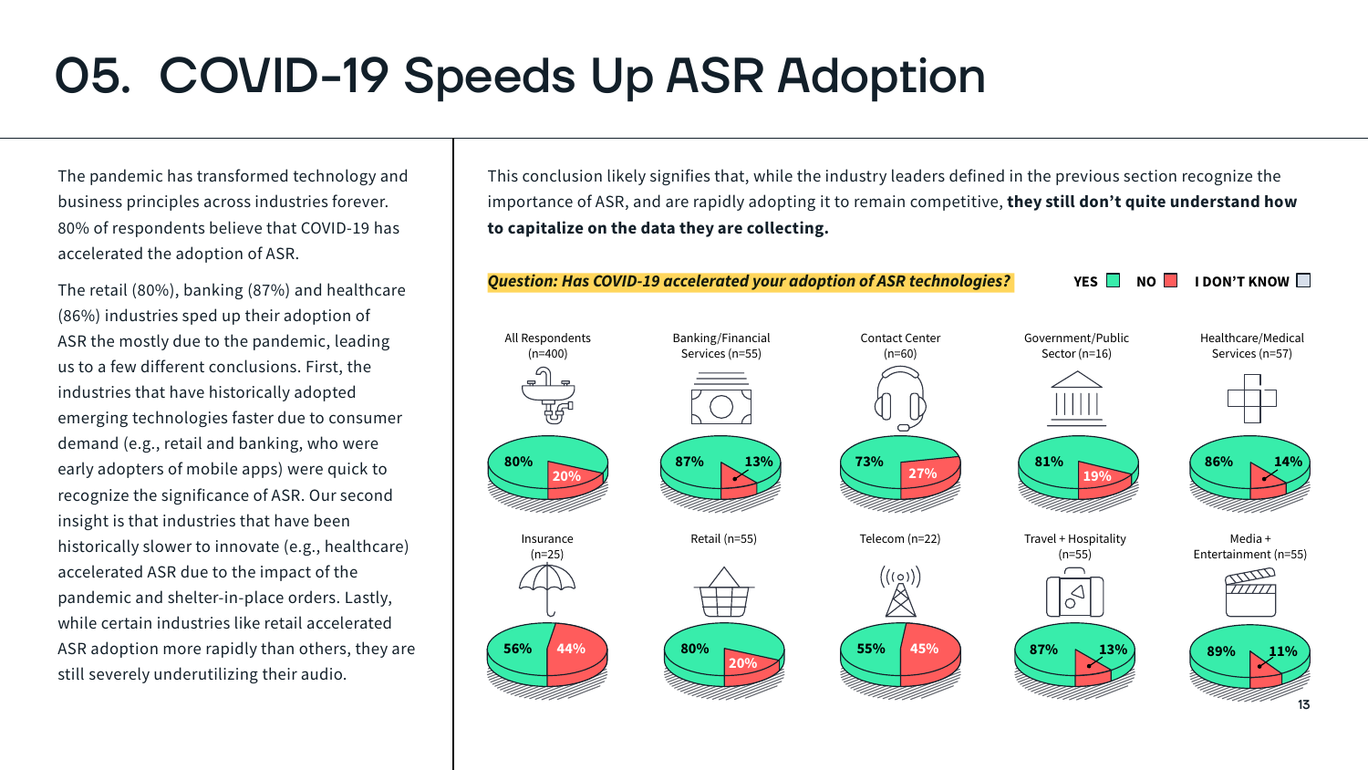# 05. COVID-19 Speeds Up ASR Adoption

The pandemic has transformed technology and business principles across industries forever. 80% of respondents believe that COVID-19 has accelerated the adoption of ASR.

The retail (80%), banking (87%) and healthcare (86%) industries sped up their adoption of ASR the mostly due to the pandemic, leading us to a few different conclusions. First, the industries that have historically adopted emerging technologies faster due to consumer demand (e.g., retail and banking, who were early adopters of mobile apps) were quick to recognize the significance of ASR. Our second insight is that industries that have been historically slower to innovate (e.g., healthcare) accelerated ASR due to the impact of the pandemic and shelter-in-place orders. Lastly, while certain industries like retail accelerated ASR adoption more rapidly than others, they are still severely underutilizing their audio.

This conclusion likely signifies that, while the industry leaders defined in the previous section recognize the importance of ASR, and are rapidly adopting it to remain competitive, **they still don't quite understand how to capitalize on the data they are collecting.**

***Question: Has COVID-19 accelerated your adoption of ASR technologies?***

| Segment | YES | NO |
|---|---|---|
| All Respondents (n=400) | 80% | 20% |
| Banking/Financial Services (n=55) | 87% | 13% |
| Contact Center (n=60) | 73% | 27% |
| Government/Public Sector (n=16) | 81% | 19% |
| Healthcare/Medical Services (n=57) | 86% | 14% |
| Insurance (n=25) | 56% | 44% |
| Retail (n=55) | 80% | 20% |
| Telecom (n=22) | 55% | 45% |
| Travel + Hospitality (n=55) | 87% | 13% |
| Media + Entertainment (n=55) | 89% | 11% |

YES / NO / I DON'T KNOW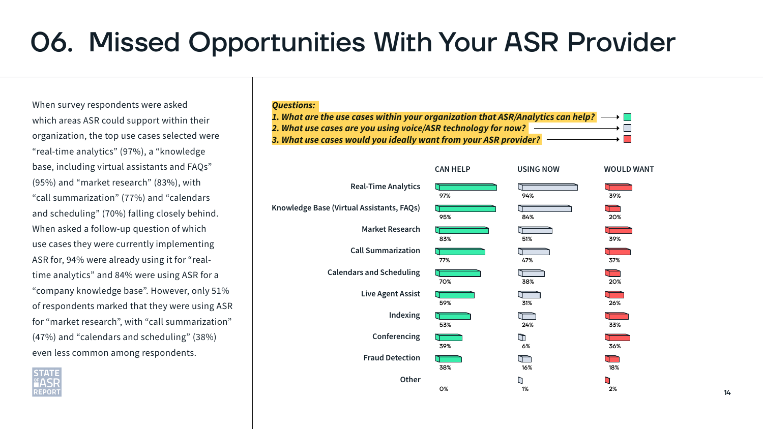# 06. Missed Opportunities With Your ASR Provider

When survey respondents were asked which areas ASR could support within their organization, the top use cases selected were "real-time analytics" (97%), a "knowledge base, including virtual assistants and FAQs" (95%) and "market research" (83%), with "call summarization" (77%) and "calendars and scheduling" (70%) falling closely behind. When asked a follow-up question of which use cases they were currently implementing ASR for, 94% were already using it for "real-time analytics" and 84% were using ASR for a "company knowledge base". However, only 51% of respondents marked that they were using ASR for "market research", with "call summarization" (47%) and "calendars and scheduling" (38%) even less common among respondents.

***Questions:***

***1. What are the use cases within your organization that ASR/Analytics can help?*** → CAN HELP

***2. What use cases are you using voice/ASR technology for now?*** → USING NOW

***3. What use cases would you ideally want from your ASR provider?*** → WOULD WANT

| | CAN HELP | USING NOW | WOULD WANT |
|---|---|---|---|
| Real-Time Analytics | 97% | 94% | 39% |
| Knowledge Base (Virtual Assistants, FAQs) | 95% | 84% | 20% |
| Market Research | 83% | 51% | 39% |
| Call Summarization | 77% | 47% | 37% |
| Calendars and Scheduling | 70% | 38% | 20% |
| Live Agent Assist | 59% | 31% | 26% |
| Indexing | 53% | 24% | 33% |
| Conferencing | 39% | 6% | 36% |
| Fraud Detection | 38% | 16% | 18% |
| Other | 0% | 1% | 2% |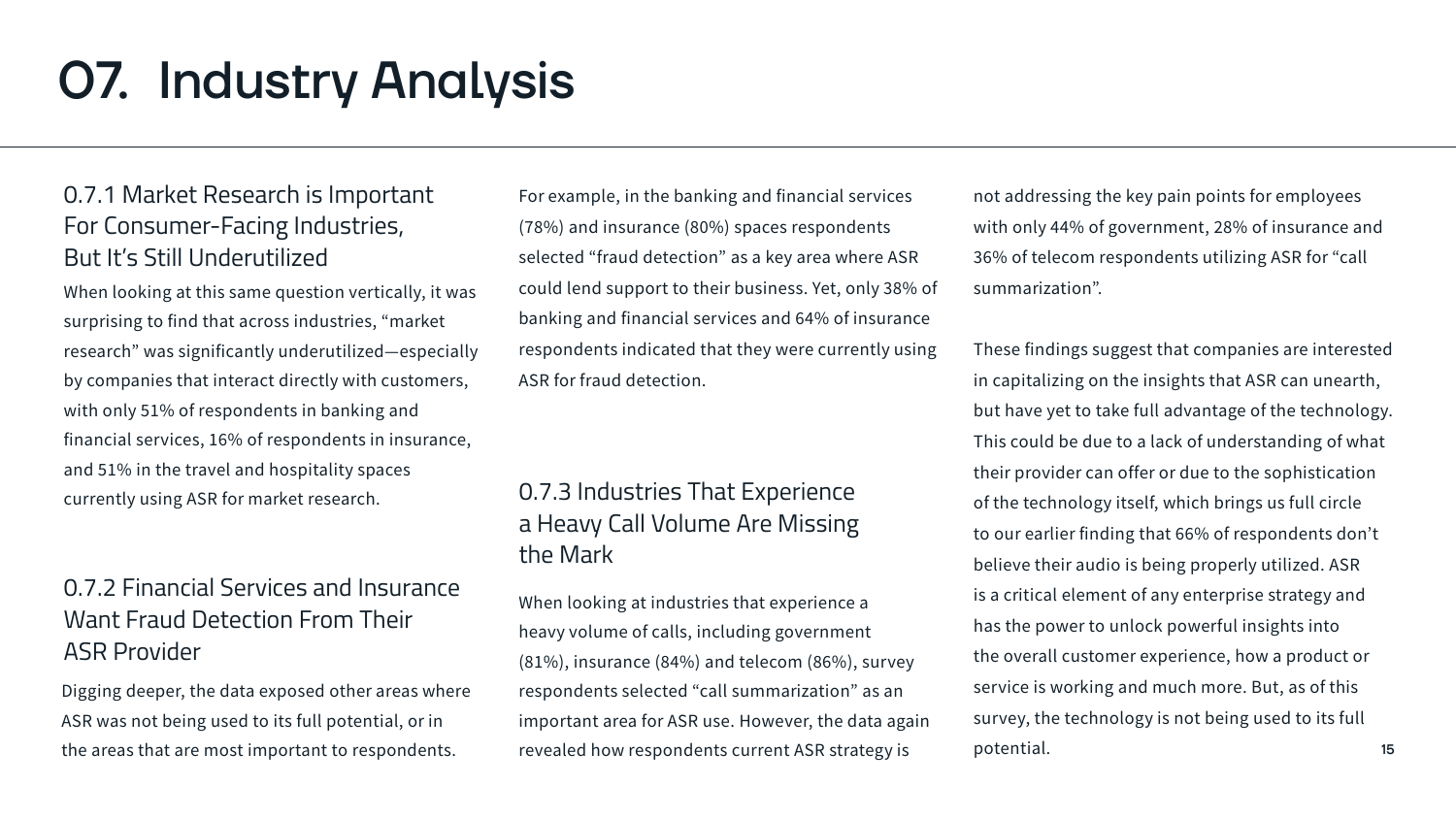# 07. Industry Analysis

## 0.7.1 Market Research is Important For Consumer-Facing Industries, But It's Still Underutilized

When looking at this same question vertically, it was surprising to find that across industries, "market research" was significantly underutilized—especially by companies that interact directly with customers, with only 51% of respondents in banking and financial services, 16% of respondents in insurance, and 51% in the travel and hospitality spaces currently using ASR for market research.

## 0.7.2 Financial Services and Insurance Want Fraud Detection From Their ASR Provider

Digging deeper, the data exposed other areas where ASR was not being used to its full potential, or in the areas that are most important to respondents.

For example, in the banking and financial services (78%) and insurance (80%) spaces respondents selected "fraud detection" as a key area where ASR could lend support to their business. Yet, only 38% of banking and financial services and 64% of insurance respondents indicated that they were currently using ASR for fraud detection.

## 0.7.3 Industries That Experience a Heavy Call Volume Are Missing the Mark

When looking at industries that experience a heavy volume of calls, including government (81%), insurance (84%) and telecom (86%), survey respondents selected "call summarization" as an important area for ASR use. However, the data again revealed how respondents current ASR strategy is not addressing the key pain points for employees with only 44% of government, 28% of insurance and 36% of telecom respondents utilizing ASR for "call summarization".

These findings suggest that companies are interested in capitalizing on the insights that ASR can unearth, but have yet to take full advantage of the technology. This could be due to a lack of understanding of what their provider can offer or due to the sophistication of the technology itself, which brings us full circle to our earlier finding that 66% of respondents don't believe their audio is being properly utilized. ASR is a critical element of any enterprise strategy and has the power to unlock powerful insights into the overall customer experience, how a product or service is working and much more. But, as of this survey, the technology is not being used to its full potential.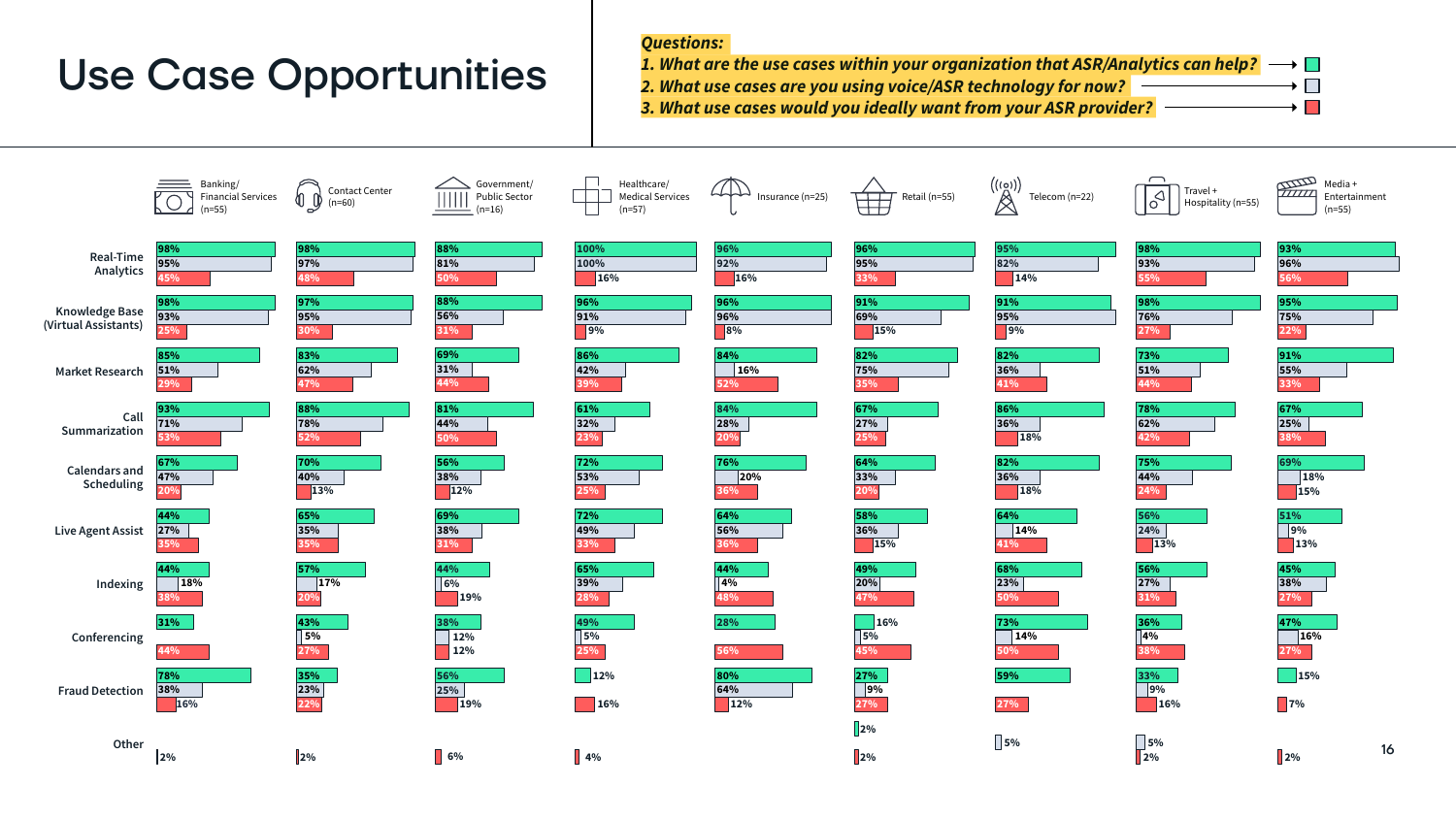# Use Case Opportunities

***Questions:***

*1. What are the use cases within your organization that ASR/Analytics can help?* → (green)

*2. What use cases are you using voice/ASR technology for now?* → (gray)

*3. What use cases would you ideally want from your ASR provider?* → (red)

Values shown as Q1 / Q2 / Q3.

| Use Case | Banking/ Financial Services (n=55) | Contact Center (n=60) | Government/ Public Sector (n=16) | Healthcare/ Medical Services (n=57) | Insurance (n=25) | Retail (n=55) | Telecom (n=22) | Travel + Hospitality (n=55) | Media + Entertainment (n=55) |
|---|---|---|---|---|---|---|---|---|---|
| Real-Time Analytics | 98% / 95% / 45% | 98% / 97% / 48% | 88% / 81% / 50% | 100% / 100% / 16% | 96% / 92% / 16% | 96% / 95% / 33% | 95% / 82% / 14% | 98% / 93% / 55% | 93% / 96% / 56% |
| Knowledge Base (Virtual Assistants) | 98% / 93% / 25% | 97% / 95% / 30% | 88% / 56% / 31% | 96% / 91% / 9% | 96% / 96% / 8% | 91% / 69% / 15% | 91% / 95% / 9% | 98% / 76% / 27% | 95% / 75% / 22% |
| Market Research | 85% / 51% / 29% | 83% / 62% / 47% | 69% / 31% / 44% | 86% / 42% / 39% | 84% / 16% / 52% | 82% / 75% / 35% | 82% / 36% / 41% | 73% / 51% / 44% | 91% / 55% / 33% |
| Call Summarization | 93% / 71% / 53% | 88% / 78% / 52% | 81% / 44% / 50% | 61% / 32% / 23% | 84% / 28% / 20% | 67% / 27% / 25% | 86% / 36% / 18% | 78% / 62% / 42% | 67% / 25% / 38% |
| Calendars and Scheduling | 67% / 47% / 20% | 70% / 40% / 13% | 56% / 38% / 12% | 72% / 53% / 25% | 76% / 20% / 36% | 64% / 33% / 20% | 82% / 36% / 18% | 75% / 44% / 24% | 69% / 18% / 15% |
| Live Agent Assist | 44% / 27% / 35% | 65% / 35% / 35% | 69% / 38% / 31% | 72% / 49% / 33% | 64% / 56% / 36% | 58% / 36% / 15% | 64% / 14% / 41% | 56% / 24% / 13% | 51% / 9% / 13% |
| Indexing | 44% / 18% / 38% | 57% / 17% / 20% | 44% / 6% / 19% | 65% / 39% / 28% | 44% / 4% / 48% | 49% / 20% / 47% | 68% / 23% / 50% | 56% / 27% / 31% | 45% / 38% / 27% |
| Conferencing | 31% / – / 44% | 43% / 5% / 27% | 38% / 12% / 12% | 49% / 5% / 25% | 28% / – / 56% | 16% / 5% / 45% | 73% / 14% / 50% | 36% / 4% / 38% | 47% / 16% / 27% |
| Fraud Detection | 78% / 38% / 16% | 35% / 23% / 22% | 56% / 25% / 19% | 12% / – / 16% | 80% / 64% / 12% | 27% / 9% / 27% | 59% / – / 27% | 33% / 9% / 16% | 15% / – / 7% |
| Other | – / – / 2% | – / – / 2% | – / – / 6% | – / – / 4% | – | 2% / – / 2% | – / 5% / – | – / 5% / 2% | – / – / 2% |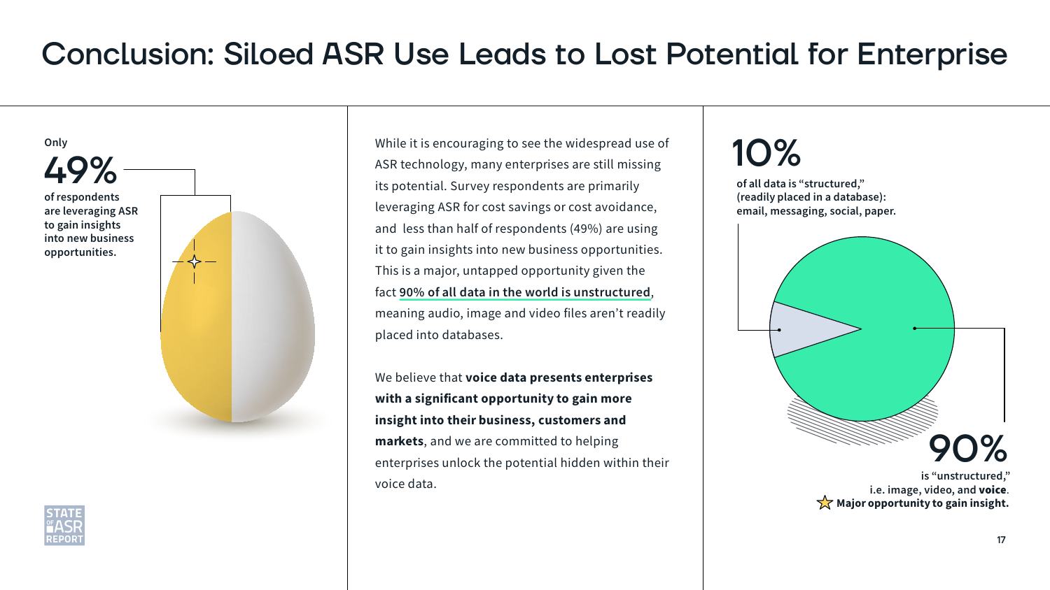# Conclusion: Siloed ASR Use Leads to Lost Potential for Enterprise

Only

**49%**

**of respondents are leveraging ASR to gain insights into new business opportunities.**

While it is encouraging to see the widespread use of ASR technology, many enterprises are still missing its potential. Survey respondents are primarily leveraging ASR for cost savings or cost avoidance, and less than half of respondents (49%) are using it to gain insights into new business opportunities. This is a major, untapped opportunity given the fact **90% of all data in the world is unstructured**, meaning audio, image and video files aren't readily placed into databases.

We believe that **voice data presents enterprises with a significant opportunity to gain more insight into their business, customers and markets**, and we are committed to helping enterprises unlock the potential hidden within their voice data.

**10%**

**of all data is "structured," (readily placed in a database): email, messaging, social, paper.**

**90%**

**is "unstructured," i.e. image, video, and voice. Major opportunity to gain insight.**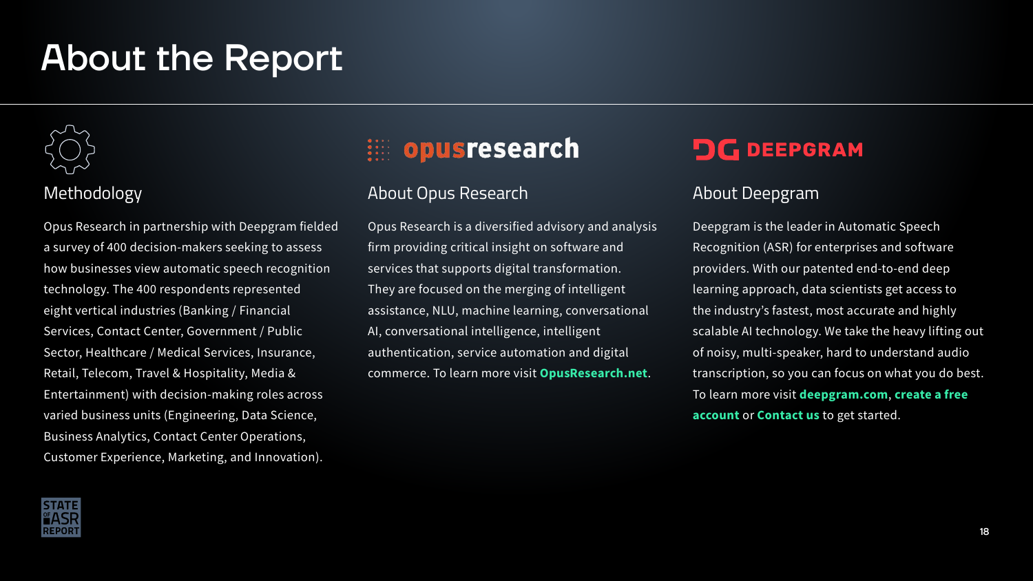# About the Report

## Methodology

Opus Research in partnership with Deepgram fielded a survey of 400 decision-makers seeking to assess how businesses view automatic speech recognition technology. The 400 respondents represented eight vertical industries (Banking / Financial Services, Contact Center, Government / Public Sector, Healthcare / Medical Services, Insurance, Retail, Telecom, Travel & Hospitality, Media & Entertainment) with decision-making roles across varied business units (Engineering, Data Science, Business Analytics, Contact Center Operations, Customer Experience, Marketing, and Innovation).

opusresearch

## About Opus Research

Opus Research is a diversified advisory and analysis firm providing critical insight on software and services that supports digital transformation. They are focused on the merging of intelligent assistance, NLU, machine learning, conversational AI, conversational intelligence, intelligent authentication, service automation and digital commerce. To learn more visit **OpusResearch.net**.

DEEPGRAM

## About Deepgram

Deepgram is the leader in Automatic Speech Recognition (ASR) for enterprises and software providers. With our patented end-to-end deep learning approach, data scientists get access to the industry's fastest, most accurate and highly scalable AI technology. We take the heavy lifting out of noisy, multi-speaker, hard to understand audio transcription, so you can focus on what you do best. To learn more visit **deepgram.com**, **create a free account** or **Contact us** to get started.